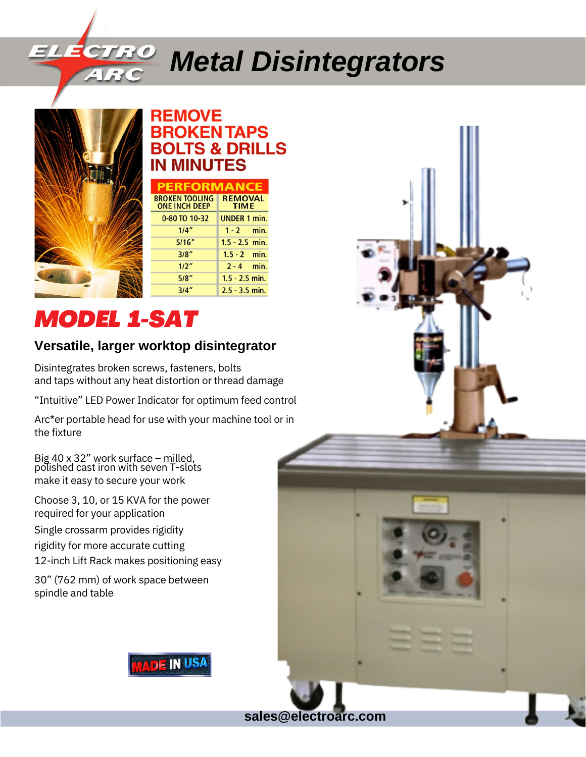# Metal Disintegrators

## REMOVE BROKEN TAPS BOLTS & DRILLS IN MINUTES

| PERFORMANCE | |
|---|---|
| BROKEN TOOLING ONE INCH DEEP | REMOVAL TIME |
| 0-80 TO 10-32 | UNDER 1 min. |
| 1/4" | 1 - 2 min. |
| 5/16" | 1.5 - 2.5 min. |
| 3/8" | 1.5 - 2 min. |
| 1/2" | 2 - 4 min. |
| 5/8" | 1.5 - 2.5 min. |
| 3/4" | 2.5 - 3.5 min. |

# MODEL 1-SAT

### Versatile, larger worktop disintegrator

Disintegrates broken screws, fasteners, bolts and taps without any heat distortion or thread damage

"Intuitive" LED Power Indicator for optimum feed control

Arc*er portable head for use with your machine tool or in the fixture

Big 40 x 32" work surface – milled, polished cast iron with seven T-slots make it easy to secure your work

Choose 3, 10, or 15 KVA for the power required for your application

Single crossarm provides rigidity

rigidity for more accurate cutting

12-inch Lift Rack makes positioning easy

30" (762 mm) of work space between spindle and table

MADE IN USA

sales@electroarc.com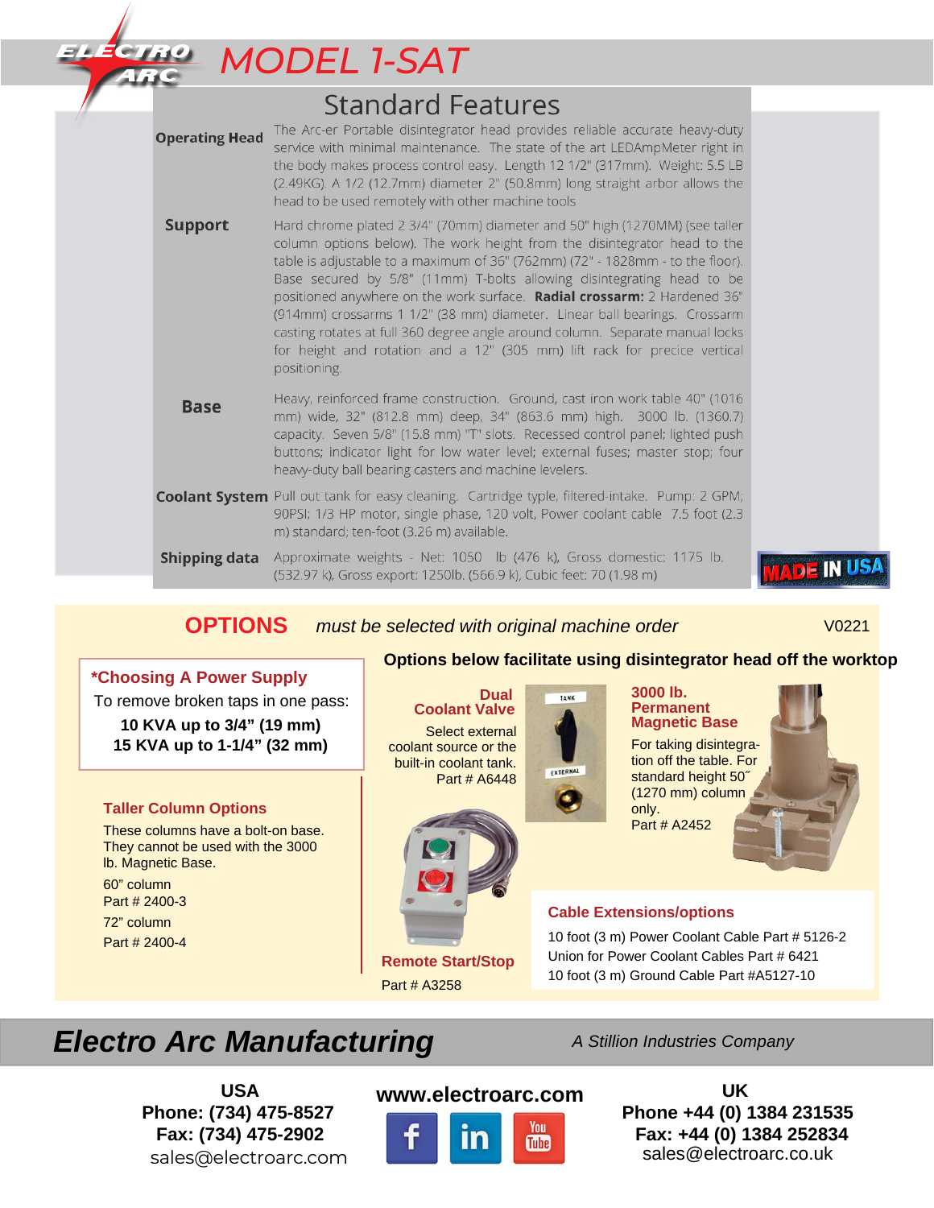# MODEL 1-SAT

## Standard Features

| | |
|---|---|
| **Operating Head** | The Arc-er Portable disintegrator head provides reliable accurate heavy-duty service with minimal maintenance. The state of the art LEDAmpMeter right in the body makes process control easy. Length 12 1/2" (317mm). Weight: 5.5 LB (2.49KG). A 1/2 (12.7mm) diameter 2" (50.8mm) long straight arbor allows the head to be used remotely with other machine tools |
| **Support** | Hard chrome plated 2 3/4" (70mm) diameter and 50" high (1270MM) (see taller column options below). The work height from the disintegrator head to the table is adjustable to a maximum of 36" (762mm) (72" - 1828mm - to the floor). Base secured by 5/8" (11mm) T-bolts allowing disintegrating head to be positioned anywhere on the work surface. **Radial crossarm:** 2 Hardened 36" (914mm) crossarms 1 1/2" (38 mm) diameter. Linear ball bearings. Crossarm casting rotates at full 360 degree angle around column. Separate manual locks for height and rotation and a 12" (305 mm) lift rack for precice vertical positioning. |
| **Base** | Heavy, reinforced frame construction. Ground, cast iron work table 40" (1016 mm) wide, 32" (812.8 mm) deep, 34" (863.6 mm) high. 3000 lb. (1360.7) capacity. Seven 5/8" (15.8 mm) "T" slots. Recessed control panel; lighted push buttons; indicator light for low water level; external fuses; master stop; four heavy-duty ball bearing casters and machine levelers. |
| **Coolant System** | Pull out tank for easy cleaning. Cartridge typle, filtered-intake. Pump: 2 GPM; 90PSI; 1/3 HP motor, single phase, 120 volt, Power coolant cable 7.5 foot (2.3 m) standard; ten-foot (3.26 m) available. |
| **Shipping data** | Approximate weights - Net: 1050 lb (476 k), Gross domestic: 1175 lb. (532.97 k), Gross export: 1250lb. (566.9 k), Cubic feet: 70 (1.98 m) |

MADE IN USA

## OPTIONS *must be selected with original machine order*

V0221

### *Choosing A Power Supply

To remove broken taps in one pass:

**10 KVA up to 3/4" (19 mm)**
**15 KVA up to 1-1/4" (32 mm)**

### Taller Column Options

These columns have a bolt-on base. They cannot be used with the 3000 lb. Magnetic Base.

60" column
Part # 2400-3

72" column
Part # 2400-4

**Options below facilitate using disintegrator head off the worktop**

### Dual Coolant Valve

Select external coolant source or the built-in coolant tank.
Part # A6448

### 3000 lb. Permanent Magnetic Base

For taking disintegration off the table. For standard height 50" (1270 mm) column only.
Part # A2452

### Remote Start/Stop

Part # A3258

### Cable Extensions/options

10 foot (3 m) Power Coolant Cable Part # 5126-2
Union for Power Coolant Cables Part # 6421
10 foot (3 m) Ground Cable Part #A5127-10

## Electro Arc Manufacturing

*A Stillion Industries Company*

**USA**
**Phone: (734) 475-8527**
**Fax: (734) 475-2902**
sales@electroarc.com

**www.electroarc.com**

**UK**
**Phone +44 (0) 1384 231535**
**Fax: +44 (0) 1384 252834**
sales@electroarc.co.uk